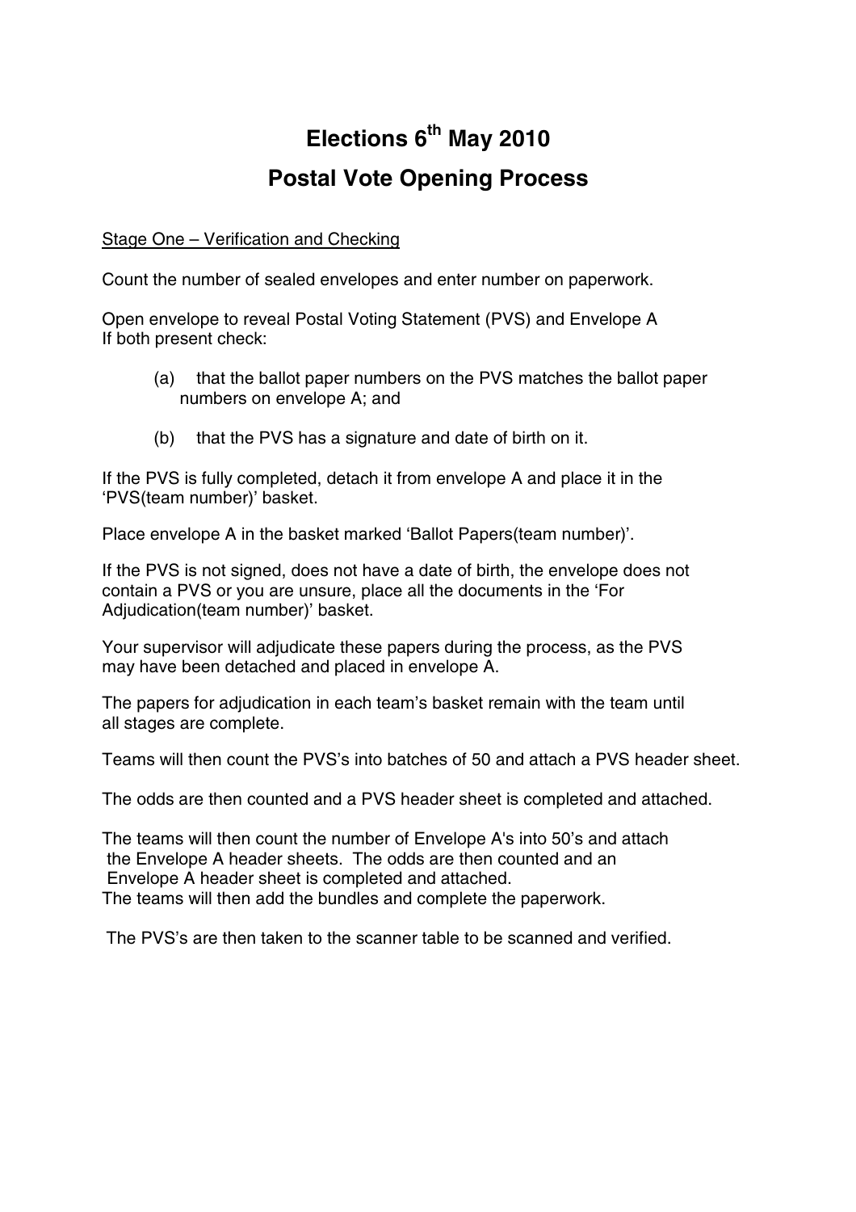# Elections 6th May 2010

# Postal Vote Opening Process

Stage One – Verification and Checking

Count the number of sealed envelopes and enter number on paperwork.

Open envelope to reveal Postal Voting Statement (PVS) and Envelope A
If both present check:

(a) that the ballot paper numbers on the PVS matches the ballot paper numbers on envelope A; and

(b) that the PVS has a signature and date of birth on it.

If the PVS is fully completed, detach it from envelope A and place it in the 'PVS(team number)' basket.

Place envelope A in the basket marked 'Ballot Papers(team number)'.

If the PVS is not signed, does not have a date of birth, the envelope does not contain a PVS or you are unsure, place all the documents in the 'For Adjudication(team number)' basket.

Your supervisor will adjudicate these papers during the process, as the PVS may have been detached and placed in envelope A.

The papers for adjudication in each team's basket remain with the team until all stages are complete.

Teams will then count the PVS's into batches of 50 and attach a PVS header sheet.

The odds are then counted and a PVS header sheet is completed and attached.

The teams will then count the number of Envelope A's into 50's and attach the Envelope A header sheets. The odds are then counted and an Envelope A header sheet is completed and attached.
The teams will then add the bundles and complete the paperwork.

The PVS's are then taken to the scanner table to be scanned and verified.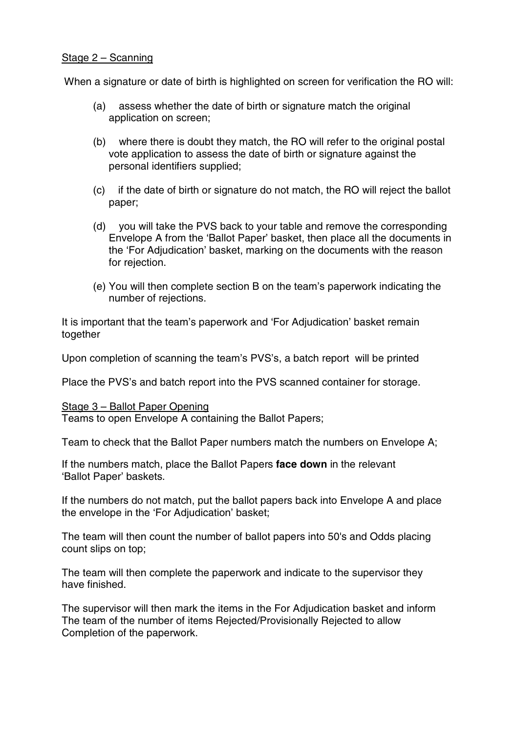Stage 2 – Scanning

When a signature or date of birth is highlighted on screen for verification the RO will:

(a) assess whether the date of birth or signature match the original application on screen;

(b) where there is doubt they match, the RO will refer to the original postal vote application to assess the date of birth or signature against the personal identifiers supplied;

(c) if the date of birth or signature do not match, the RO will reject the ballot paper;

(d) you will take the PVS back to your table and remove the corresponding Envelope A from the 'Ballot Paper' basket, then place all the documents in the 'For Adjudication' basket, marking on the documents with the reason for rejection.

(e) You will then complete section B on the team's paperwork indicating the number of rejections.

It is important that the team's paperwork and 'For Adjudication' basket remain together

Upon completion of scanning the team's PVS's, a batch report will be printed

Place the PVS's and batch report into the PVS scanned container for storage.

Stage 3 – Ballot Paper Opening

Teams to open Envelope A containing the Ballot Papers;

Team to check that the Ballot Paper numbers match the numbers on Envelope A;

If the numbers match, place the Ballot Papers **face down** in the relevant 'Ballot Paper' baskets.

If the numbers do not match, put the ballot papers back into Envelope A and place the envelope in the 'For Adjudication' basket;

The team will then count the number of ballot papers into 50's and Odds placing count slips on top;

The team will then complete the paperwork and indicate to the supervisor they have finished.

The supervisor will then mark the items in the For Adjudication basket and inform The team of the number of items Rejected/Provisionally Rejected to allow Completion of the paperwork.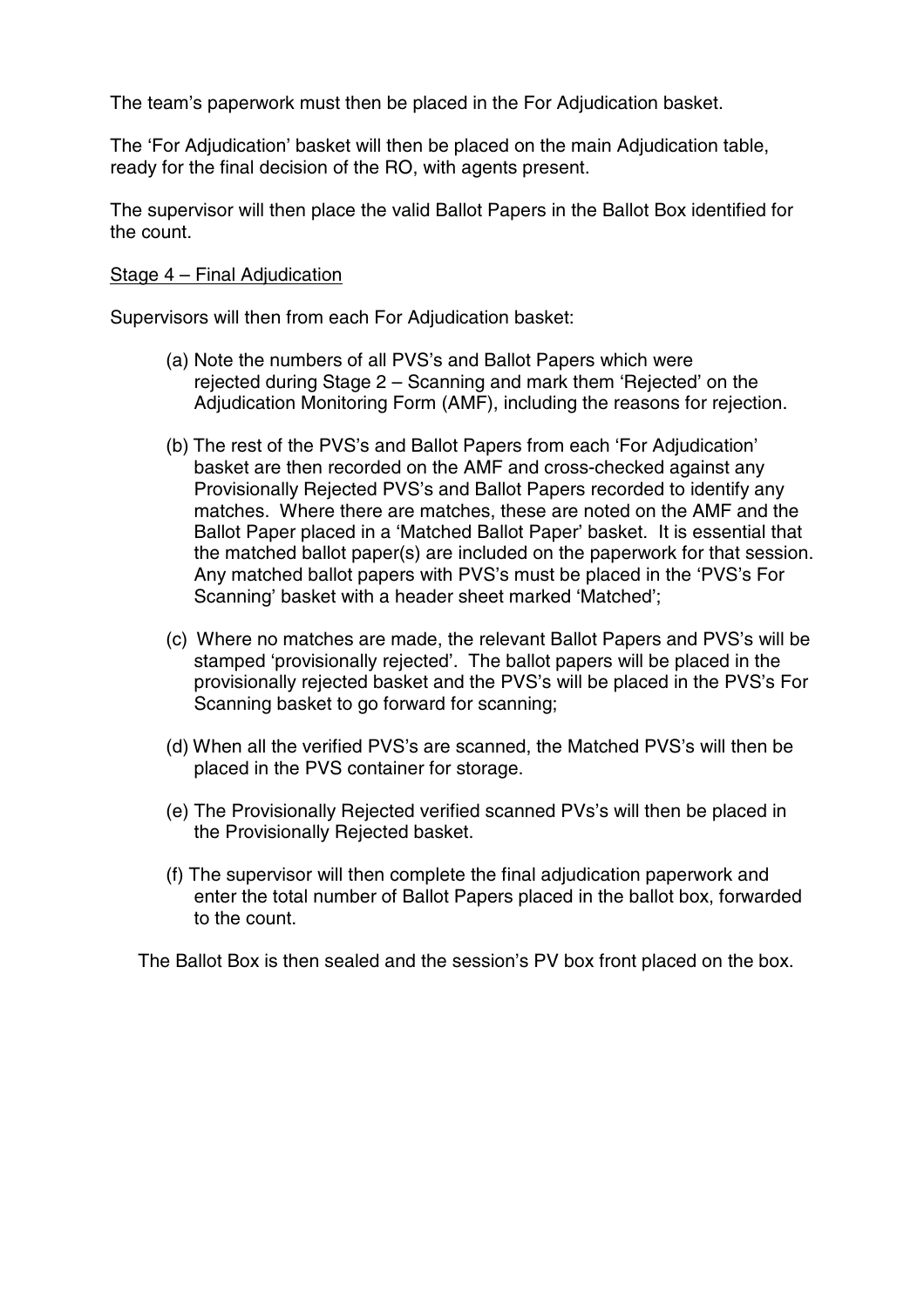The team's paperwork must then be placed in the For Adjudication basket.

The 'For Adjudication' basket will then be placed on the main Adjudication table, ready for the final decision of the RO, with agents present.

The supervisor will then place the valid Ballot Papers in the Ballot Box identified for the count.

<u>Stage 4 – Final Adjudication</u>

Supervisors will then from each For Adjudication basket:

(a) Note the numbers of all PVS's and Ballot Papers which were rejected during Stage 2 – Scanning and mark them 'Rejected' on the Adjudication Monitoring Form (AMF), including the reasons for rejection.

(b) The rest of the PVS's and Ballot Papers from each 'For Adjudication' basket are then recorded on the AMF and cross-checked against any Provisionally Rejected PVS's and Ballot Papers recorded to identify any matches. Where there are matches, these are noted on the AMF and the Ballot Paper placed in a 'Matched Ballot Paper' basket. It is essential that the matched ballot paper(s) are included on the paperwork for that session. Any matched ballot papers with PVS's must be placed in the 'PVS's For Scanning' basket with a header sheet marked 'Matched';

(c) Where no matches are made, the relevant Ballot Papers and PVS's will be stamped 'provisionally rejected'. The ballot papers will be placed in the provisionally rejected basket and the PVS's will be placed in the PVS's For Scanning basket to go forward for scanning;

(d) When all the verified PVS's are scanned, the Matched PVS's will then be placed in the PVS container for storage.

(e) The Provisionally Rejected verified scanned PVs's will then be placed in the Provisionally Rejected basket.

(f) The supervisor will then complete the final adjudication paperwork and enter the total number of Ballot Papers placed in the ballot box, forwarded to the count.

The Ballot Box is then sealed and the session's PV box front placed on the box.